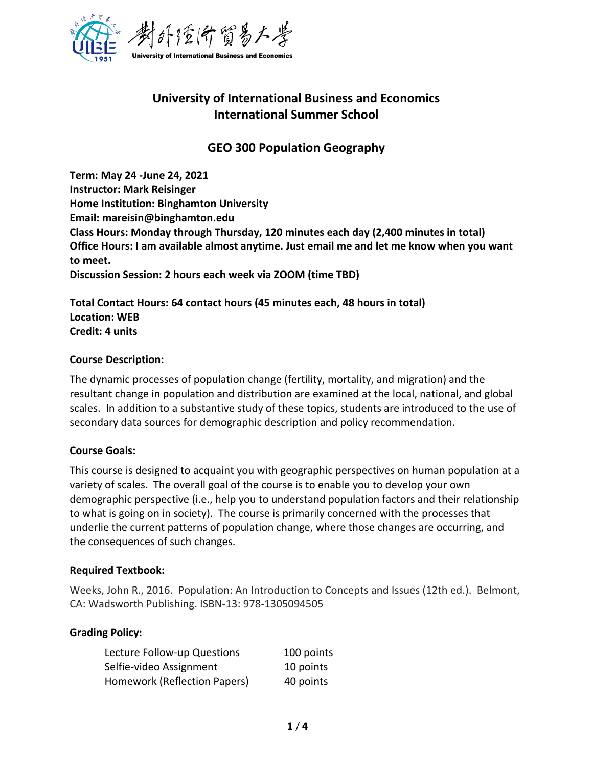# University of International Business and Economics
## International Summer School

## GEO 300 Population Geography

**Term: May 24 -June 24, 2021**
**Instructor: Mark Reisinger**
**Home Institution: Binghamton University**
**Email: mareisin@binghamton.edu**
**Class Hours: Monday through Thursday, 120 minutes each day (2,400 minutes in total)**
**Office Hours: I am available almost anytime. Just email me and let me know when you want to meet.**
**Discussion Session: 2 hours each week via ZOOM (time TBD)**

**Total Contact Hours: 64 contact hours (45 minutes each, 48 hours in total)**
**Location: WEB**
**Credit: 4 units**

### Course Description:

The dynamic processes of population change (fertility, mortality, and migration) and the resultant change in population and distribution are examined at the local, national, and global scales. In addition to a substantive study of these topics, students are introduced to the use of secondary data sources for demographic description and policy recommendation.

### Course Goals:

This course is designed to acquaint you with geographic perspectives on human population at a variety of scales. The overall goal of the course is to enable you to develop your own demographic perspective (i.e., help you to understand population factors and their relationship to what is going on in society). The course is primarily concerned with the processes that underlie the current patterns of population change, where those changes are occurring, and the consequences of such changes.

### Required Textbook:

Weeks, John R., 2016. Population: An Introduction to Concepts and Issues (12th ed.). Belmont, CA: Wadsworth Publishing. ISBN-13: 978-1305094505

### Grading Policy:

| | |
|---|---|
| Lecture Follow-up Questions | 100 points |
| Selfie-video Assignment | 10 points |
| Homework (Reflection Papers) | 40 points |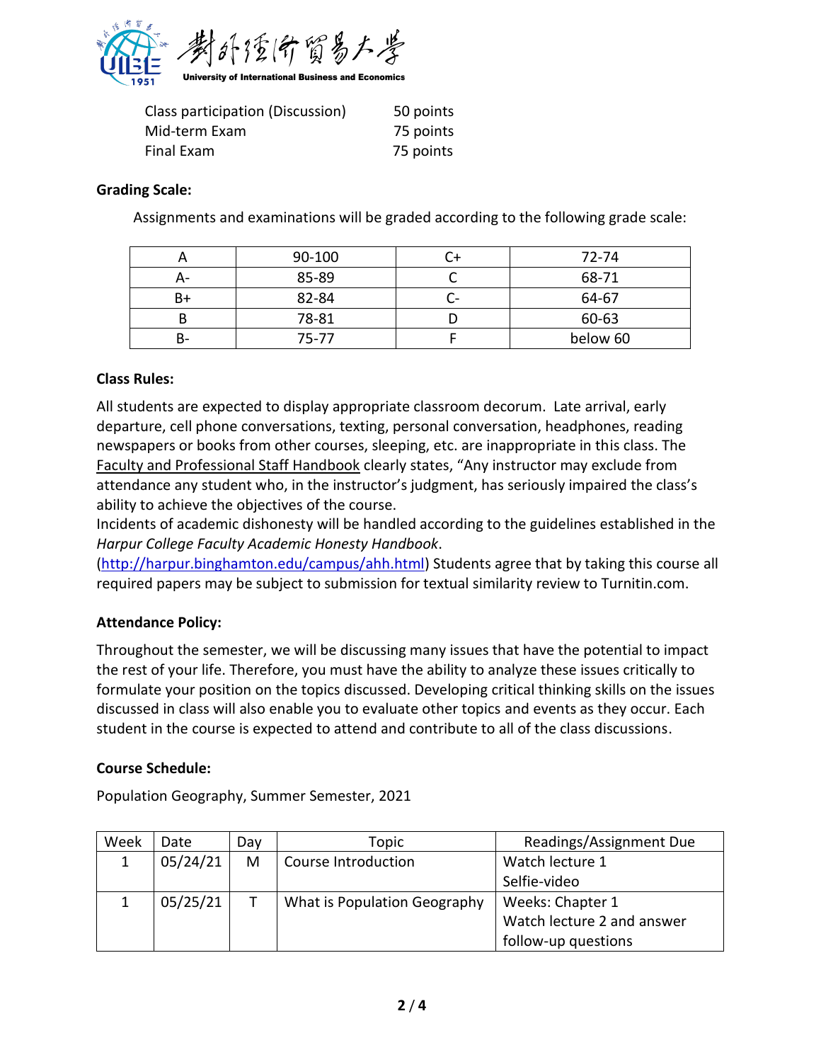| | |
|---|---|
| Class participation (Discussion) | 50 points |
| Mid-term Exam | 75 points |
| Final Exam | 75 points |

**Grading Scale:**

Assignments and examinations will be graded according to the following grade scale:

| A | 90-100 | C+ | 72-74 |
|---|---|---|---|
| A- | 85-89 | C | 68-71 |
| B+ | 82-84 | C- | 64-67 |
| B | 78-81 | D | 60-63 |
| B- | 75-77 | F | below 60 |

**Class Rules:**

All students are expected to display appropriate classroom decorum. Late arrival, early departure, cell phone conversations, texting, personal conversation, headphones, reading newspapers or books from other courses, sleeping, etc. are inappropriate in this class. The Faculty and Professional Staff Handbook clearly states, "Any instructor may exclude from attendance any student who, in the instructor's judgment, has seriously impaired the class's ability to achieve the objectives of the course.

Incidents of academic dishonesty will be handled according to the guidelines established in the *Harpur College Faculty Academic Honesty Handbook*. (http://harpur.binghamton.edu/campus/ahh.html) Students agree that by taking this course all required papers may be subject to submission for textual similarity review to Turnitin.com.

**Attendance Policy:**

Throughout the semester, we will be discussing many issues that have the potential to impact the rest of your life. Therefore, you must have the ability to analyze these issues critically to formulate your position on the topics discussed. Developing critical thinking skills on the issues discussed in class will also enable you to evaluate other topics and events as they occur. Each student in the course is expected to attend and contribute to all of the class discussions.

**Course Schedule:**

Population Geography, Summer Semester, 2021

| Week | Date | Day | Topic | Readings/Assignment Due |
|---|---|---|---|---|
| 1 | 05/24/21 | M | Course Introduction | Watch lecture 1<br>Selfie-video |
| 1 | 05/25/21 | T | What is Population Geography | Weeks: Chapter 1<br>Watch lecture 2 and answer follow-up questions |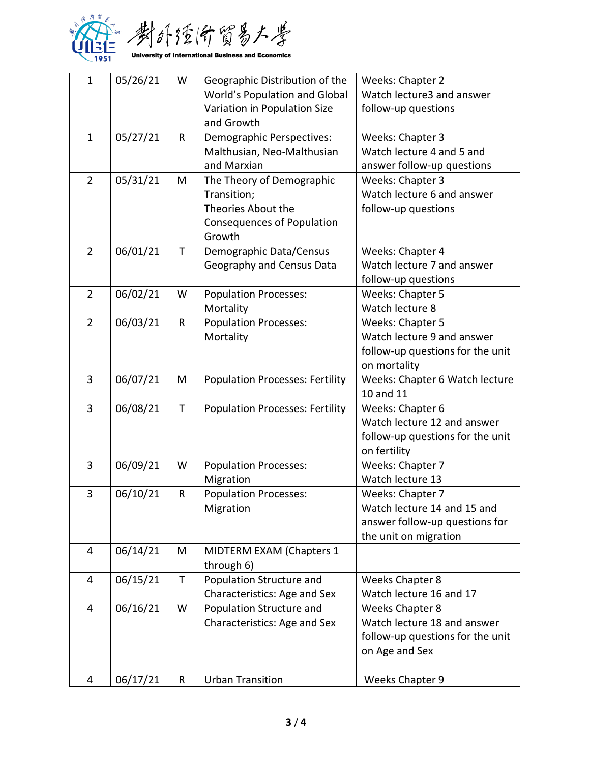| 1 | 05/26/21 | W | Geographic Distribution of the World's Population and Global Variation in Population Size and Growth | Weeks: Chapter 2<br>Watch lecture3 and answer follow-up questions |
|---|---|---|---|---|
| 1 | 05/27/21 | R | Demographic Perspectives: Malthusian, Neo-Malthusian and Marxian | Weeks: Chapter 3<br>Watch lecture 4 and 5 and answer follow-up questions |
| 2 | 05/31/21 | M | The Theory of Demographic Transition;<br>Theories About the Consequences of Population Growth | Weeks: Chapter 3<br>Watch lecture 6 and answer follow-up questions |
| 2 | 06/01/21 | T | Demographic Data/Census Geography and Census Data | Weeks: Chapter 4<br>Watch lecture 7 and answer follow-up questions |
| 2 | 06/02/21 | W | Population Processes: Mortality | Weeks: Chapter 5<br>Watch lecture 8 |
| 2 | 06/03/21 | R | Population Processes: Mortality | Weeks: Chapter 5<br>Watch lecture 9 and answer follow-up questions for the unit on mortality |
| 3 | 06/07/21 | M | Population Processes: Fertility | Weeks: Chapter 6 Watch lecture 10 and 11 |
| 3 | 06/08/21 | T | Population Processes: Fertility | Weeks: Chapter 6<br>Watch lecture 12 and answer follow-up questions for the unit on fertility |
| 3 | 06/09/21 | W | Population Processes: Migration | Weeks: Chapter 7<br>Watch lecture 13 |
| 3 | 06/10/21 | R | Population Processes: Migration | Weeks: Chapter 7<br>Watch lecture 14 and 15 and answer follow-up questions for the unit on migration |
| 4 | 06/14/21 | M | MIDTERM EXAM (Chapters 1 through 6) | |
| 4 | 06/15/21 | T | Population Structure and Characteristics: Age and Sex | Weeks Chapter 8<br>Watch lecture 16 and 17 |
| 4 | 06/16/21 | W | Population Structure and Characteristics: Age and Sex | Weeks Chapter 8<br>Watch lecture 18 and answer follow-up questions for the unit on Age and Sex |
| 4 | 06/17/21 | R | Urban Transition | Weeks Chapter 9 |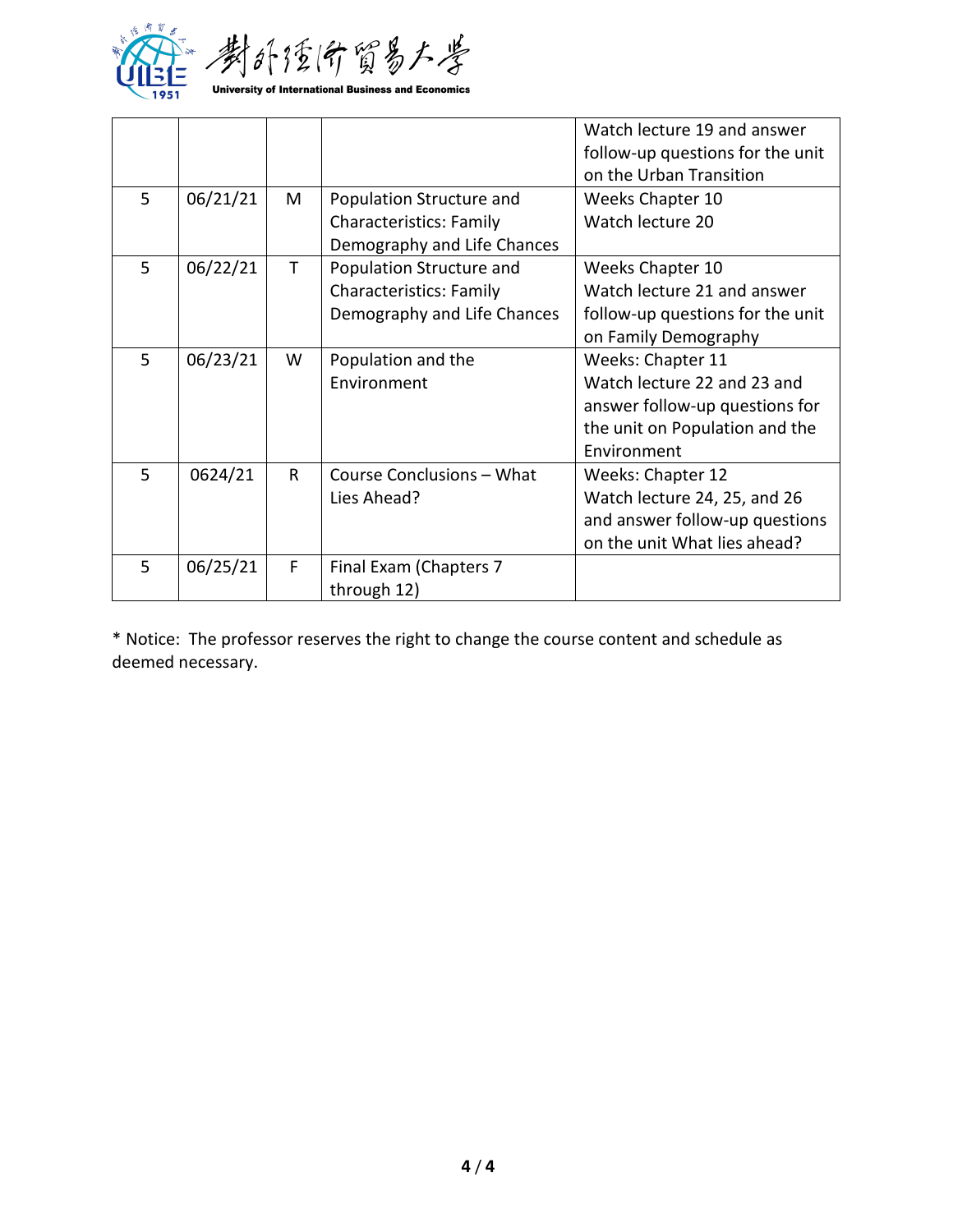| | | | | |
|---|---|---|---|---|
| | | | | Watch lecture 19 and answer follow-up questions for the unit on the Urban Transition |
| 5 | 06/21/21 | M | Population Structure and Characteristics: Family Demography and Life Chances | Weeks Chapter 10<br>Watch lecture 20 |
| 5 | 06/22/21 | T | Population Structure and Characteristics: Family Demography and Life Chances | Weeks Chapter 10<br>Watch lecture 21 and answer follow-up questions for the unit on Family Demography |
| 5 | 06/23/21 | W | Population and the Environment | Weeks: Chapter 11<br>Watch lecture 22 and 23 and answer follow-up questions for the unit on Population and the Environment |
| 5 | 0624/21 | R | Course Conclusions – What Lies Ahead? | Weeks: Chapter 12<br>Watch lecture 24, 25, and 26 and answer follow-up questions on the unit What lies ahead? |
| 5 | 06/25/21 | F | Final Exam (Chapters 7 through 12) | |

* Notice: The professor reserves the right to change the course content and schedule as deemed necessary.